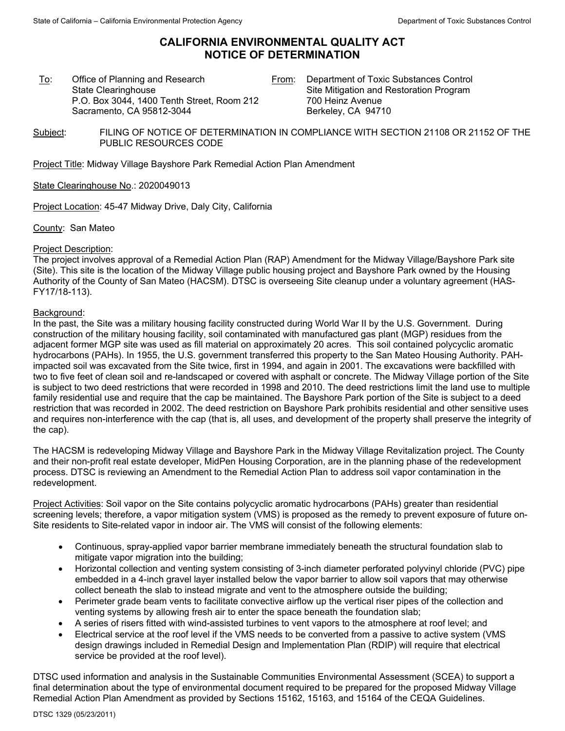# CALIFORNIA ENVIRONMENTAL QUALITY ACT
# NOTICE OF DETERMINATION

To: Office of Planning and Research
State Clearinghouse
P.O. Box 3044, 1400 Tenth Street, Room 212
Sacramento, CA 95812-3044

From: Department of Toxic Substances Control
Site Mitigation and Restoration Program
700 Heinz Avenue
Berkeley, CA 94710

Subject: FILING OF NOTICE OF DETERMINATION IN COMPLIANCE WITH SECTION 21108 OR 21152 OF THE PUBLIC RESOURCES CODE

Project Title: Midway Village Bayshore Park Remedial Action Plan Amendment

State Clearinghouse No.: 2020049013

Project Location: 45-47 Midway Drive, Daly City, California

County: San Mateo

Project Description:
The project involves approval of a Remedial Action Plan (RAP) Amendment for the Midway Village/Bayshore Park site (Site). This site is the location of the Midway Village public housing project and Bayshore Park owned by the Housing Authority of the County of San Mateo (HACSM). DTSC is overseeing Site cleanup under a voluntary agreement (HAS-FY17/18-113).

Background:
In the past, the Site was a military housing facility constructed during World War II by the U.S. Government. During construction of the military housing facility, soil contaminated with manufactured gas plant (MGP) residues from the adjacent former MGP site was used as fill material on approximately 20 acres. This soil contained polycyclic aromatic hydrocarbons (PAHs). In 1955, the U.S. government transferred this property to the San Mateo Housing Authority. PAH-impacted soil was excavated from the Site twice, first in 1994, and again in 2001. The excavations were backfilled with two to five feet of clean soil and re-landscaped or covered with asphalt or concrete. The Midway Village portion of the Site is subject to two deed restrictions that were recorded in 1998 and 2010. The deed restrictions limit the land use to multiple family residential use and require that the cap be maintained. The Bayshore Park portion of the Site is subject to a deed restriction that was recorded in 2002. The deed restriction on Bayshore Park prohibits residential and other sensitive uses and requires non-interference with the cap (that is, all uses, and development of the property shall preserve the integrity of the cap).

The HACSM is redeveloping Midway Village and Bayshore Park in the Midway Village Revitalization project. The County and their non-profit real estate developer, MidPen Housing Corporation, are in the planning phase of the redevelopment process. DTSC is reviewing an Amendment to the Remedial Action Plan to address soil vapor contamination in the redevelopment.

Project Activities: Soil vapor on the Site contains polycyclic aromatic hydrocarbons (PAHs) greater than residential screening levels; therefore, a vapor mitigation system (VMS) is proposed as the remedy to prevent exposure of future on-Site residents to Site-related vapor in indoor air. The VMS will consist of the following elements:

- Continuous, spray-applied vapor barrier membrane immediately beneath the structural foundation slab to mitigate vapor migration into the building;
- Horizontal collection and venting system consisting of 3-inch diameter perforated polyvinyl chloride (PVC) pipe embedded in a 4-inch gravel layer installed below the vapor barrier to allow soil vapors that may otherwise collect beneath the slab to instead migrate and vent to the atmosphere outside the building;
- Perimeter grade beam vents to facilitate convective airflow up the vertical riser pipes of the collection and venting systems by allowing fresh air to enter the space beneath the foundation slab;
- A series of risers fitted with wind-assisted turbines to vent vapors to the atmosphere at roof level; and
- Electrical service at the roof level if the VMS needs to be converted from a passive to active system (VMS design drawings included in Remedial Design and Implementation Plan (RDIP) will require that electrical service be provided at the roof level).

DTSC used information and analysis in the Sustainable Communities Environmental Assessment (SCEA) to support a final determination about the type of environmental document required to be prepared for the proposed Midway Village Remedial Action Plan Amendment as provided by Sections 15162, 15163, and 15164 of the CEQA Guidelines.

DTSC 1329 (05/23/2011)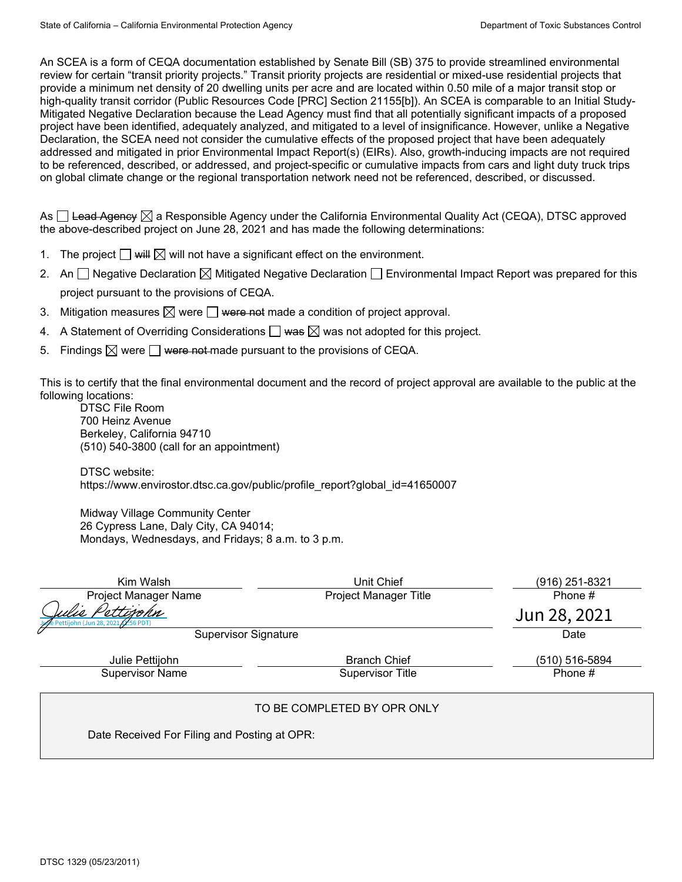An SCEA is a form of CEQA documentation established by Senate Bill (SB) 375 to provide streamlined environmental review for certain "transit priority projects." Transit priority projects are residential or mixed-use residential projects that provide a minimum net density of 20 dwelling units per acre and are located within 0.50 mile of a major transit stop or high-quality transit corridor (Public Resources Code [PRC] Section 21155[b]). An SCEA is comparable to an Initial Study-Mitigated Negative Declaration because the Lead Agency must find that all potentially significant impacts of a proposed project have been identified, adequately analyzed, and mitigated to a level of insignificance. However, unlike a Negative Declaration, the SCEA need not consider the cumulative effects of the proposed project that have been adequately addressed and mitigated in prior Environmental Impact Report(s) (EIRs). Also, growth-inducing impacts are not required to be referenced, described, or addressed, and project-specific or cumulative impacts from cars and light duty truck trips on global climate change or the regional transportation network need not be referenced, described, or discussed.

As ☐ ~~Lead Agency~~ ☒ a Responsible Agency under the California Environmental Quality Act (CEQA), DTSC approved the above-described project on June 28, 2021 and has made the following determinations:

1. The project ☐ ~~will~~ ☒ will not have a significant effect on the environment.
2. An ☐ Negative Declaration ☒ Mitigated Negative Declaration ☐ Environmental Impact Report was prepared for this project pursuant to the provisions of CEQA.
3. Mitigation measures ☒ were ☐ ~~were not~~ made a condition of project approval.
4. A Statement of Overriding Considerations ☐ ~~was~~ ☒ was not adopted for this project.
5. Findings ☒ were ☐ ~~were not~~ made pursuant to the provisions of CEQA.

This is to certify that the final environmental document and the record of project approval are available to the public at the following locations:

DTSC File Room
700 Heinz Avenue
Berkeley, California 94710
(510) 540-3800 (call for an appointment)

DTSC website:
https://www.envirostor.dtsc.ca.gov/public/profile_report?global_id=41650007

Midway Village Community Center
26 Cypress Lane, Daly City, CA 94014;
Mondays, Wednesdays, and Fridays; 8 a.m. to 3 p.m.

| | | |
|---|---|---|
| Kim Walsh | Unit Chief | (916) 251-8321 |
| Project Manager Name | Project Manager Title | Phone # |
| *Julie Pettijohn* (Julie Pettijohn (Jun 28, 2021 ...56 PDT)) | | Jun 28, 2021 |
| Supervisor Signature | | Date |
| Julie Pettijohn | Branch Chief | (510) 516-5894 |
| Supervisor Name | Supervisor Title | Phone # |

TO BE COMPLETED BY OPR ONLY

Date Received For Filing and Posting at OPR:

DTSC 1329 (05/23/2011)